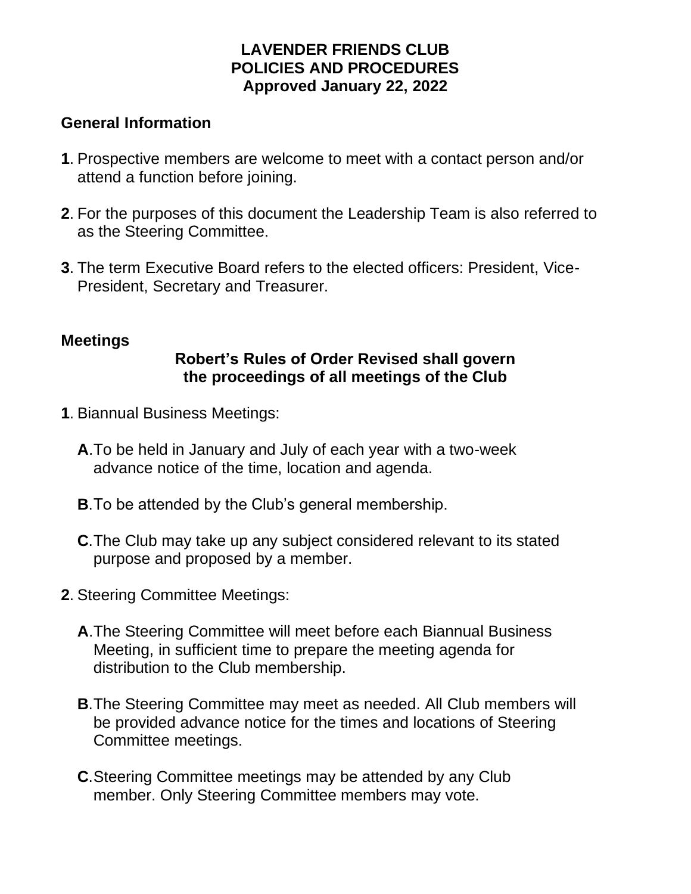# LAVENDER FRIENDS CLUB
# POLICIES AND PROCEDURES
**Approved January 22, 2022**

## General Information

**1**. Prospective members are welcome to meet with a contact person and/or attend a function before joining.

**2**. For the purposes of this document the Leadership Team is also referred to as the Steering Committee.

**3**. The term Executive Board refers to the elected officers: President, Vice-President, Secretary and Treasurer.

## Meetings

**Robert's Rules of Order Revised shall govern the proceedings of all meetings of the Club**

**1**. Biannual Business Meetings:

**A**. To be held in January and July of each year with a two-week advance notice of the time, location and agenda.

**B**. To be attended by the Club's general membership.

**C**. The Club may take up any subject considered relevant to its stated purpose and proposed by a member.

**2**. Steering Committee Meetings:

**A**. The Steering Committee will meet before each Biannual Business Meeting, in sufficient time to prepare the meeting agenda for distribution to the Club membership.

**B**. The Steering Committee may meet as needed. All Club members will be provided advance notice for the times and locations of Steering Committee meetings.

**C**. Steering Committee meetings may be attended by any Club member. Only Steering Committee members may vote.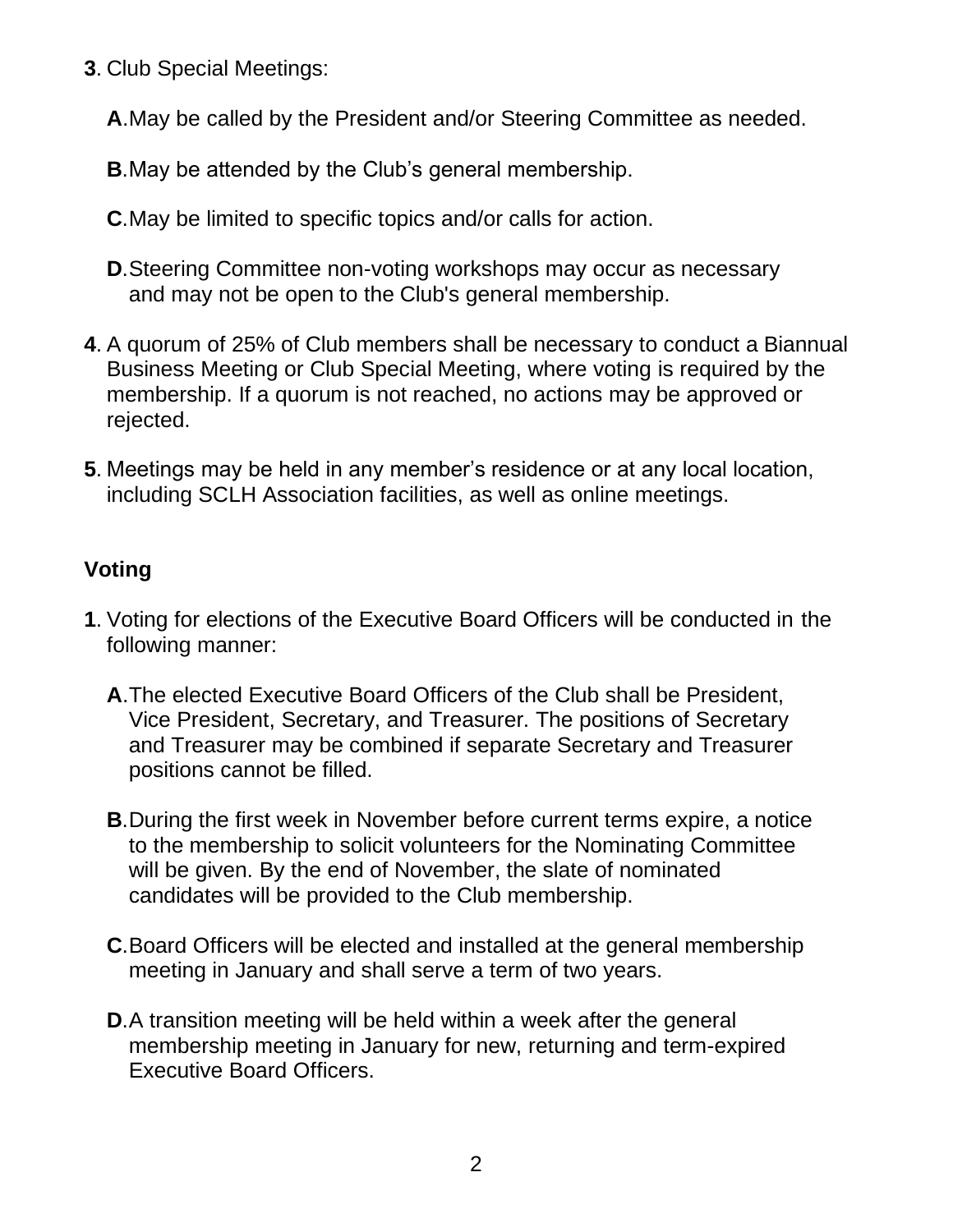**3**. Club Special Meetings:

**A**.May be called by the President and/or Steering Committee as needed.

**B**.May be attended by the Club's general membership.

**C**.May be limited to specific topics and/or calls for action.

**D**.Steering Committee non-voting workshops may occur as necessary and may not be open to the Club's general membership.

**4**. A quorum of 25% of Club members shall be necessary to conduct a Biannual Business Meeting or Club Special Meeting, where voting is required by the membership. If a quorum is not reached, no actions may be approved or rejected.

**5**. Meetings may be held in any member's residence or at any local location, including SCLH Association facilities, as well as online meetings.

## Voting

**1**. Voting for elections of the Executive Board Officers will be conducted in the following manner:

**A**.The elected Executive Board Officers of the Club shall be President, Vice President, Secretary, and Treasurer. The positions of Secretary and Treasurer may be combined if separate Secretary and Treasurer positions cannot be filled.

**B**.During the first week in November before current terms expire, a notice to the membership to solicit volunteers for the Nominating Committee will be given. By the end of November, the slate of nominated candidates will be provided to the Club membership.

**C**.Board Officers will be elected and installed at the general membership meeting in January and shall serve a term of two years.

**D**.A transition meeting will be held within a week after the general membership meeting in January for new, returning and term-expired Executive Board Officers.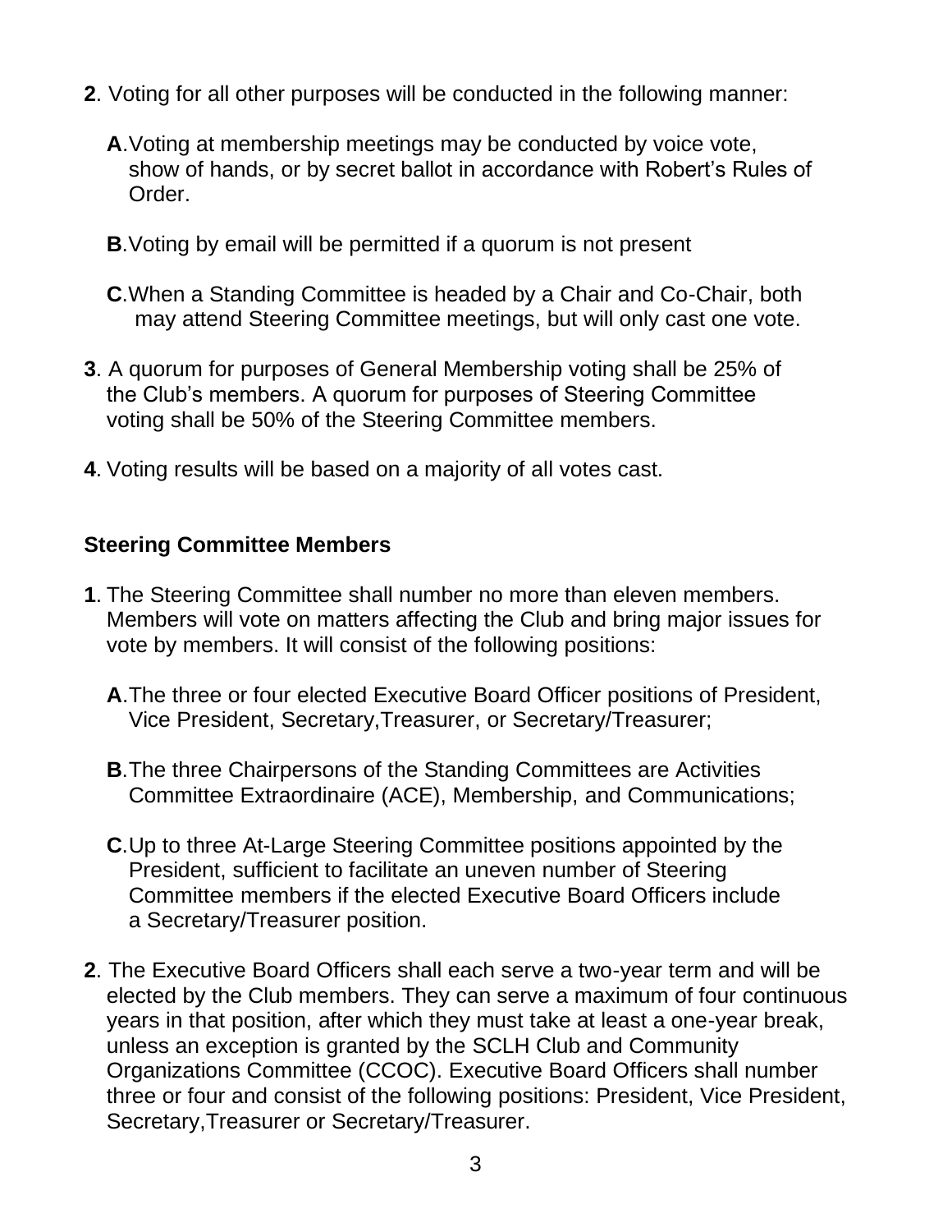**2**. Voting for all other purposes will be conducted in the following manner:

**A**.Voting at membership meetings may be conducted by voice vote, show of hands, or by secret ballot in accordance with Robert's Rules of Order.

**B**.Voting by email will be permitted if a quorum is not present

**C**.When a Standing Committee is headed by a Chair and Co-Chair, both may attend Steering Committee meetings, but will only cast one vote.

**3**. A quorum for purposes of General Membership voting shall be 25% of the Club's members. A quorum for purposes of Steering Committee voting shall be 50% of the Steering Committee members.

**4**. Voting results will be based on a majority of all votes cast.

## Steering Committee Members

**1**. The Steering Committee shall number no more than eleven members. Members will vote on matters affecting the Club and bring major issues for vote by members. It will consist of the following positions:

**A**.The three or four elected Executive Board Officer positions of President, Vice President, Secretary,Treasurer, or Secretary/Treasurer;

**B**.The three Chairpersons of the Standing Committees are Activities Committee Extraordinaire (ACE), Membership, and Communications;

**C**.Up to three At-Large Steering Committee positions appointed by the President, sufficient to facilitate an uneven number of Steering Committee members if the elected Executive Board Officers include a Secretary/Treasurer position.

**2**. The Executive Board Officers shall each serve a two-year term and will be elected by the Club members. They can serve a maximum of four continuous years in that position, after which they must take at least a one-year break, unless an exception is granted by the SCLH Club and Community Organizations Committee (CCOC). Executive Board Officers shall number three or four and consist of the following positions: President, Vice President, Secretary,Treasurer or Secretary/Treasurer.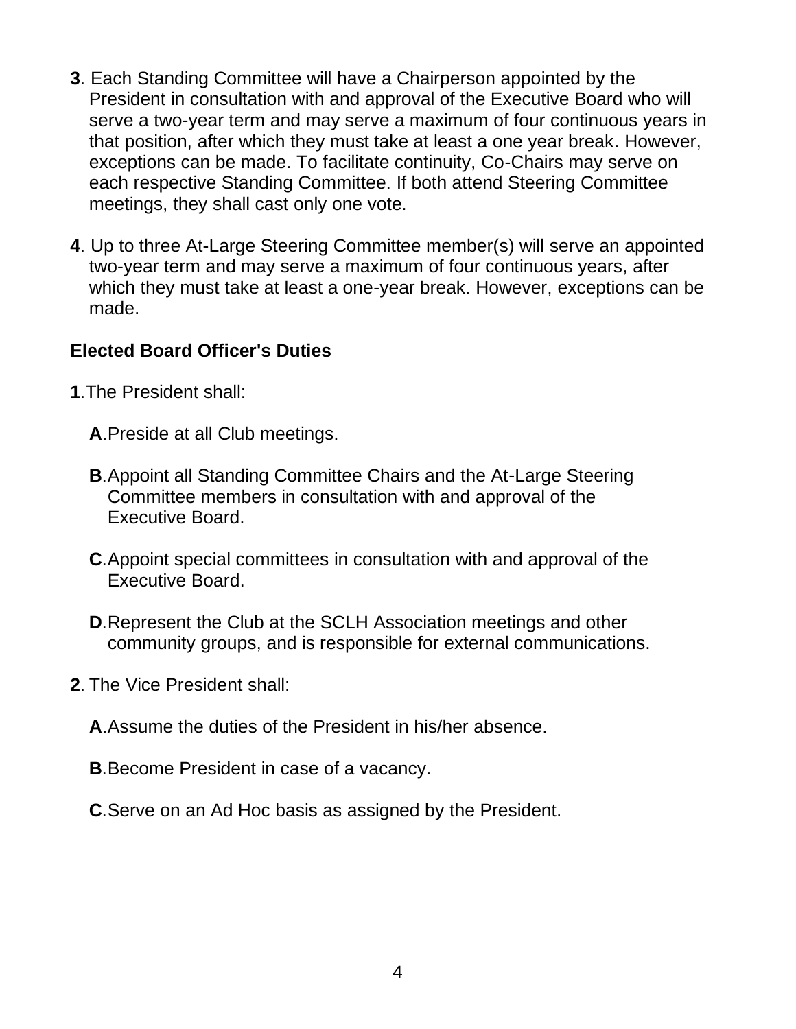**3**. Each Standing Committee will have a Chairperson appointed by the President in consultation with and approval of the Executive Board who will serve a two-year term and may serve a maximum of four continuous years in that position, after which they must take at least a one year break. However, exceptions can be made. To facilitate continuity, Co-Chairs may serve on each respective Standing Committee. If both attend Steering Committee meetings, they shall cast only one vote.

**4**. Up to three At-Large Steering Committee member(s) will serve an appointed two-year term and may serve a maximum of four continuous years, after which they must take at least a one-year break. However, exceptions can be made.

**Elected Board Officer's Duties**

**1**.The President shall:

**A**.Preside at all Club meetings.

**B**.Appoint all Standing Committee Chairs and the At-Large Steering Committee members in consultation with and approval of the Executive Board.

**C**.Appoint special committees in consultation with and approval of the Executive Board.

**D**.Represent the Club at the SCLH Association meetings and other community groups, and is responsible for external communications.

**2**. The Vice President shall:

**A**.Assume the duties of the President in his/her absence.

**B**.Become President in case of a vacancy.

**C**.Serve on an Ad Hoc basis as assigned by the President.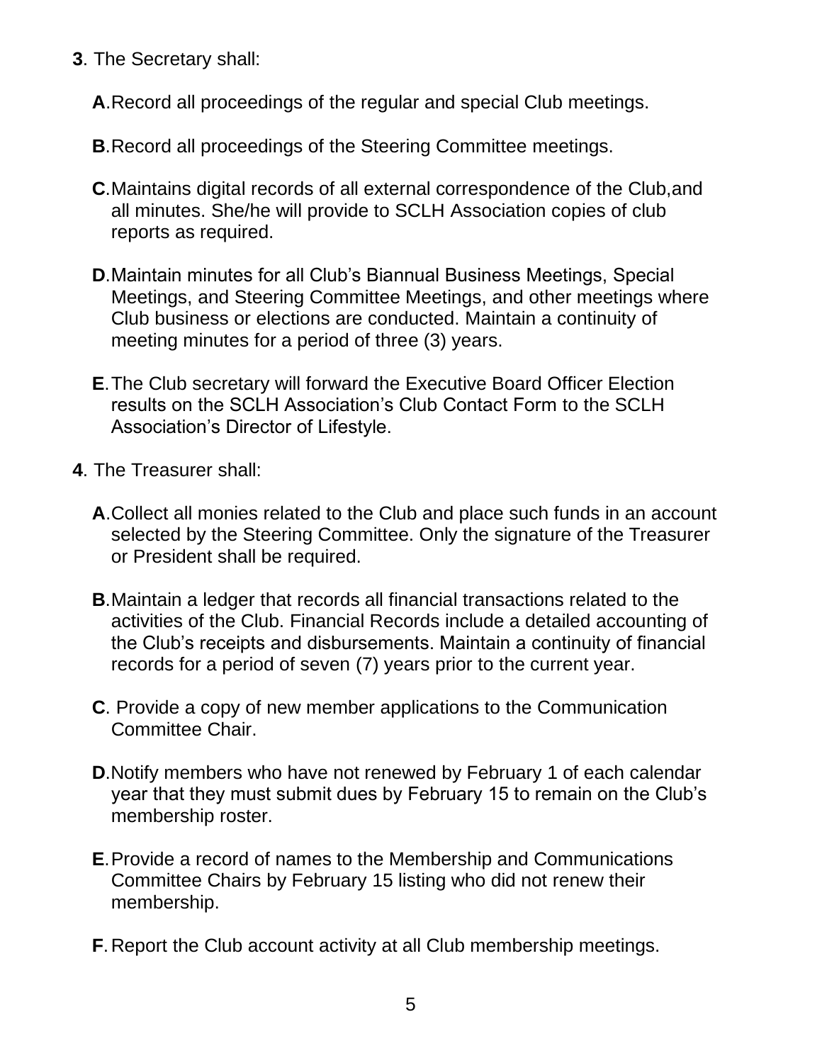**3**. The Secretary shall:

**A**. Record all proceedings of the regular and special Club meetings.

**B**. Record all proceedings of the Steering Committee meetings.

**C**. Maintains digital records of all external correspondence of the Club,and all minutes. She/he will provide to SCLH Association copies of club reports as required.

**D**. Maintain minutes for all Club's Biannual Business Meetings, Special Meetings, and Steering Committee Meetings, and other meetings where Club business or elections are conducted. Maintain a continuity of meeting minutes for a period of three (3) years.

**E**. The Club secretary will forward the Executive Board Officer Election results on the SCLH Association's Club Contact Form to the SCLH Association's Director of Lifestyle.

**4**. The Treasurer shall:

**A**. Collect all monies related to the Club and place such funds in an account selected by the Steering Committee. Only the signature of the Treasurer or President shall be required.

**B**. Maintain a ledger that records all financial transactions related to the activities of the Club. Financial Records include a detailed accounting of the Club's receipts and disbursements. Maintain a continuity of financial records for a period of seven (7) years prior to the current year.

**C**. Provide a copy of new member applications to the Communication Committee Chair.

**D**. Notify members who have not renewed by February 1 of each calendar year that they must submit dues by February 15 to remain on the Club's membership roster.

**E**. Provide a record of names to the Membership and Communications Committee Chairs by February 15 listing who did not renew their membership.

**F**. Report the Club account activity at all Club membership meetings.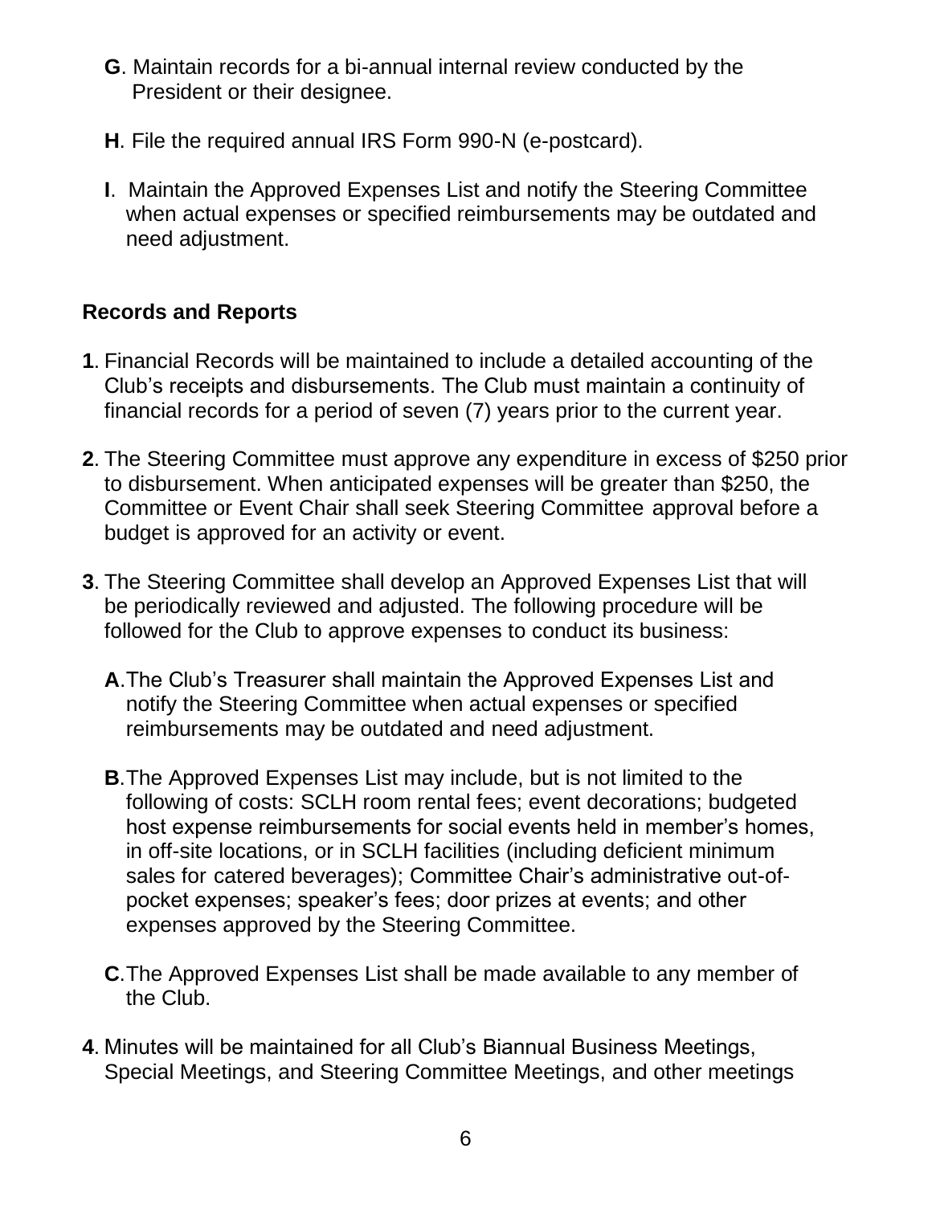**G**. Maintain records for a bi-annual internal review conducted by the President or their designee.

**H**. File the required annual IRS Form 990-N (e-postcard).

**I**. Maintain the Approved Expenses List and notify the Steering Committee when actual expenses or specified reimbursements may be outdated and need adjustment.

### Records and Reports

**1**. Financial Records will be maintained to include a detailed accounting of the Club's receipts and disbursements. The Club must maintain a continuity of financial records for a period of seven (7) years prior to the current year.

**2**. The Steering Committee must approve any expenditure in excess of $250 prior to disbursement. When anticipated expenses will be greater than $250, the Committee or Event Chair shall seek Steering Committee approval before a budget is approved for an activity or event.

**3**. The Steering Committee shall develop an Approved Expenses List that will be periodically reviewed and adjusted. The following procedure will be followed for the Club to approve expenses to conduct its business:

**A**.The Club's Treasurer shall maintain the Approved Expenses List and notify the Steering Committee when actual expenses or specified reimbursements may be outdated and need adjustment.

**B**.The Approved Expenses List may include, but is not limited to the following of costs: SCLH room rental fees; event decorations; budgeted host expense reimbursements for social events held in member's homes, in off-site locations, or in SCLH facilities (including deficient minimum sales for catered beverages); Committee Chair's administrative out-of-pocket expenses; speaker's fees; door prizes at events; and other expenses approved by the Steering Committee.

**C**.The Approved Expenses List shall be made available to any member of the Club.

**4**. Minutes will be maintained for all Club's Biannual Business Meetings, Special Meetings, and Steering Committee Meetings, and other meetings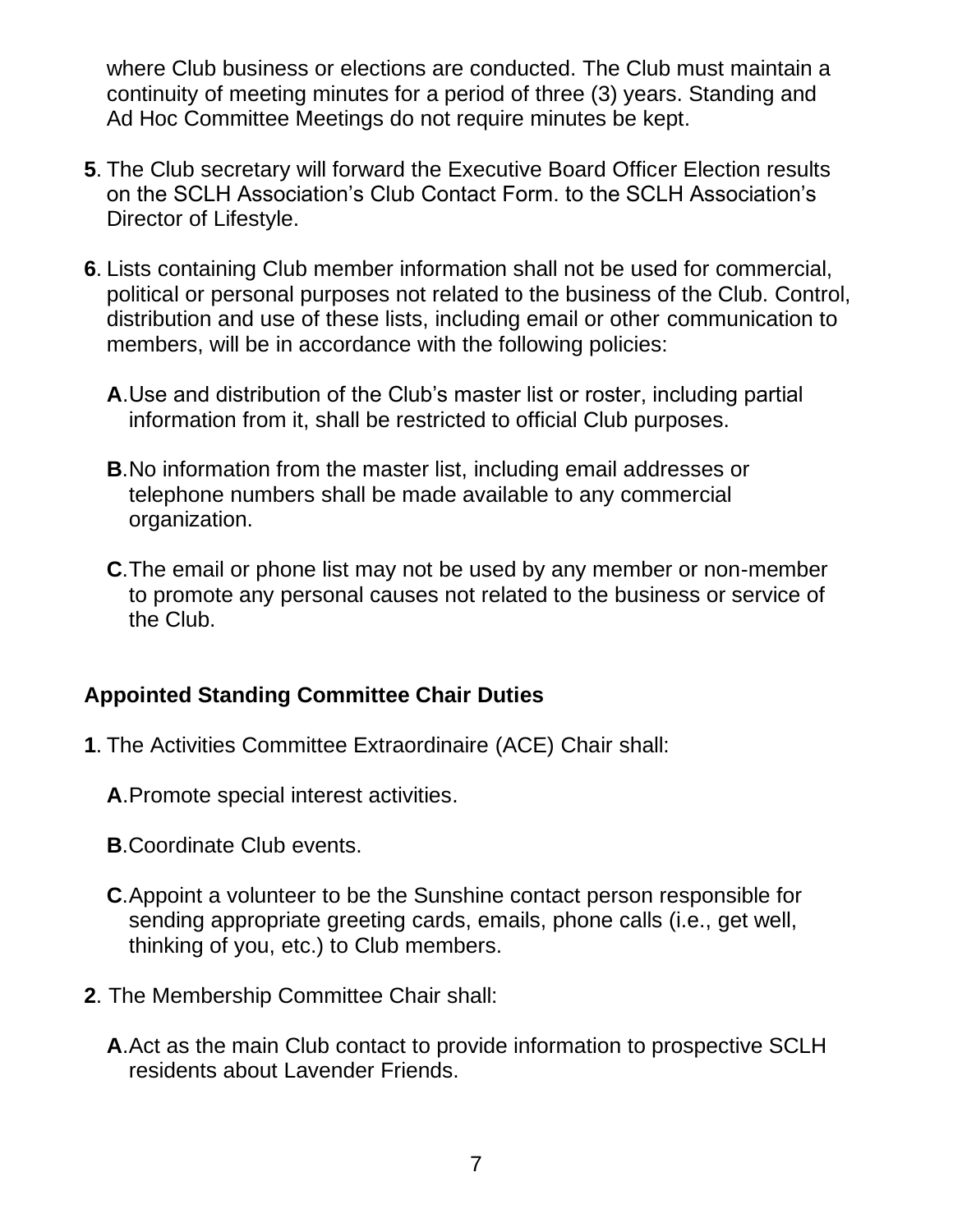where Club business or elections are conducted. The Club must maintain a continuity of meeting minutes for a period of three (3) years. Standing and Ad Hoc Committee Meetings do not require minutes be kept.

**5**. The Club secretary will forward the Executive Board Officer Election results on the SCLH Association's Club Contact Form. to the SCLH Association's Director of Lifestyle.

**6**. Lists containing Club member information shall not be used for commercial, political or personal purposes not related to the business of the Club. Control, distribution and use of these lists, including email or other communication to members, will be in accordance with the following policies:

**A**. Use and distribution of the Club's master list or roster, including partial information from it, shall be restricted to official Club purposes.

**B**. No information from the master list, including email addresses or telephone numbers shall be made available to any commercial organization.

**C**. The email or phone list may not be used by any member or non-member to promote any personal causes not related to the business or service of the Club.

## Appointed Standing Committee Chair Duties

**1**. The Activities Committee Extraordinaire (ACE) Chair shall:

**A**. Promote special interest activities.

**B**. Coordinate Club events.

**C**. Appoint a volunteer to be the Sunshine contact person responsible for sending appropriate greeting cards, emails, phone calls (i.e., get well, thinking of you, etc.) to Club members.

**2**. The Membership Committee Chair shall:

**A**. Act as the main Club contact to provide information to prospective SCLH residents about Lavender Friends.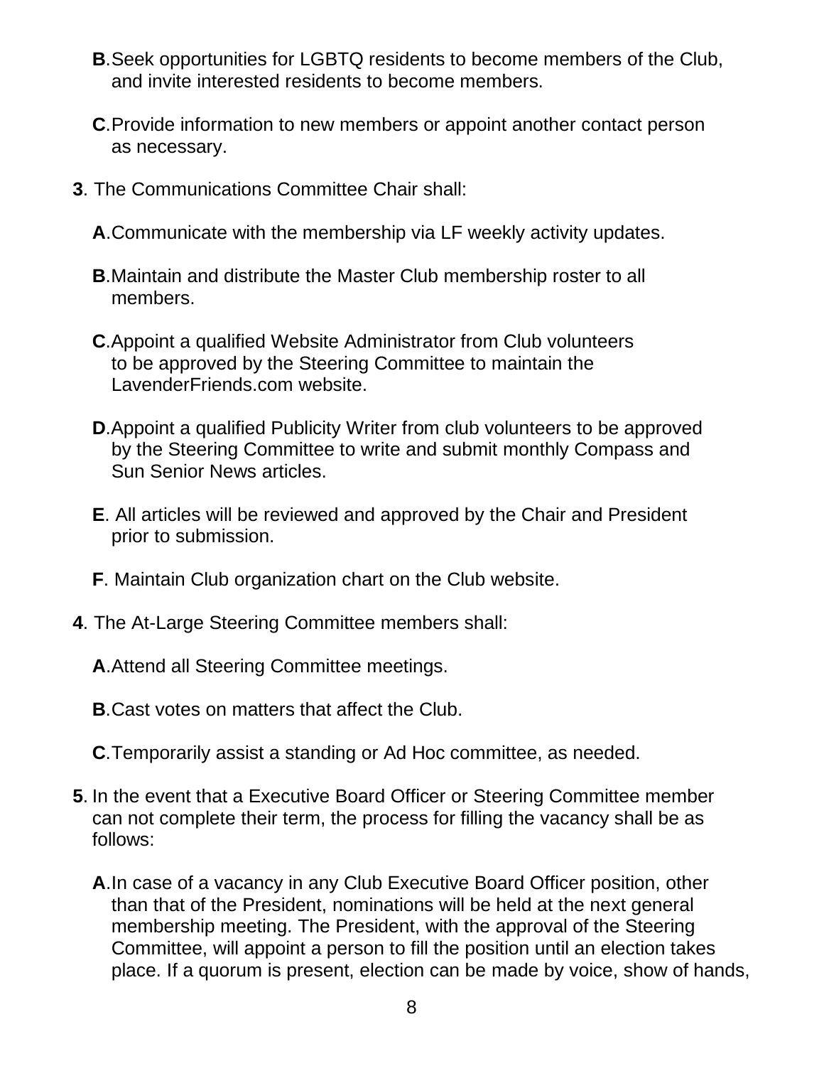**B**.Seek opportunities for LGBTQ residents to become members of the Club, and invite interested residents to become members.

**C**.Provide information to new members or appoint another contact person as necessary.

**3**. The Communications Committee Chair shall:

**A**.Communicate with the membership via LF weekly activity updates.

**B**.Maintain and distribute the Master Club membership roster to all members.

**C**.Appoint a qualified Website Administrator from Club volunteers to be approved by the Steering Committee to maintain the LavenderFriends.com website.

**D**.Appoint a qualified Publicity Writer from club volunteers to be approved by the Steering Committee to write and submit monthly Compass and Sun Senior News articles.

**E**. All articles will be reviewed and approved by the Chair and President prior to submission.

**F**. Maintain Club organization chart on the Club website.

**4**. The At-Large Steering Committee members shall:

**A**.Attend all Steering Committee meetings.

**B**.Cast votes on matters that affect the Club.

**C**.Temporarily assist a standing or Ad Hoc committee, as needed.

**5**. In the event that a Executive Board Officer or Steering Committee member can not complete their term, the process for filling the vacancy shall be as follows:

**A**.In case of a vacancy in any Club Executive Board Officer position, other than that of the President, nominations will be held at the next general membership meeting. The President, with the approval of the Steering Committee, will appoint a person to fill the position until an election takes place. If a quorum is present, election can be made by voice, show of hands,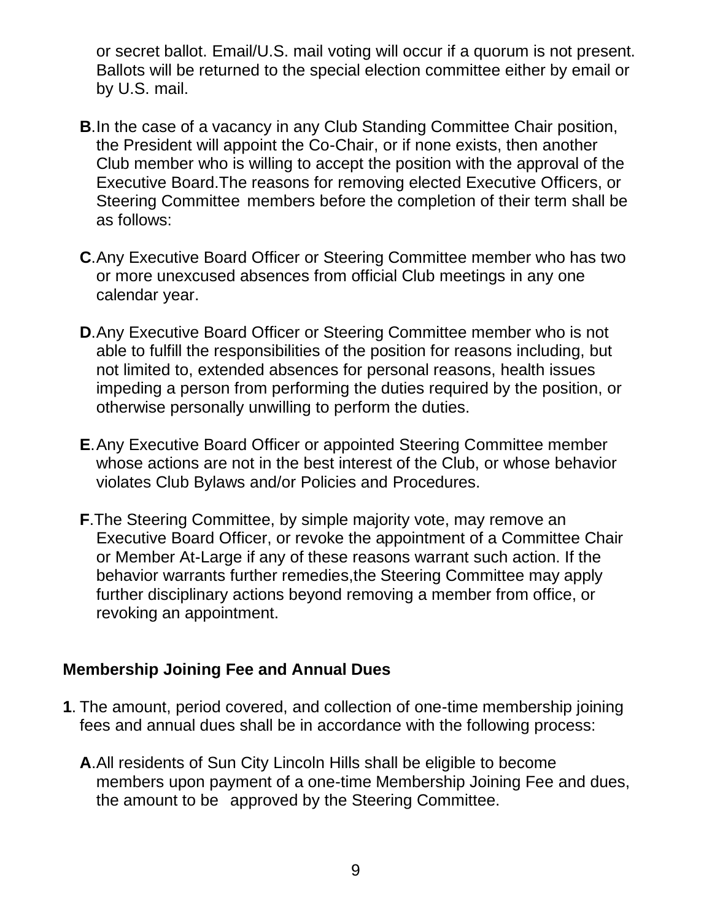or secret ballot. Email/U.S. mail voting will occur if a quorum is not present. Ballots will be returned to the special election committee either by email or by U.S. mail.

**B**. In the case of a vacancy in any Club Standing Committee Chair position, the President will appoint the Co-Chair, or if none exists, then another Club member who is willing to accept the position with the approval of the Executive Board.The reasons for removing elected Executive Officers, or Steering Committee members before the completion of their term shall be as follows:

**C**. Any Executive Board Officer or Steering Committee member who has two or more unexcused absences from official Club meetings in any one calendar year.

**D**. Any Executive Board Officer or Steering Committee member who is not able to fulfill the responsibilities of the position for reasons including, but not limited to, extended absences for personal reasons, health issues impeding a person from performing the duties required by the position, or otherwise personally unwilling to perform the duties.

**E**. Any Executive Board Officer or appointed Steering Committee member whose actions are not in the best interest of the Club, or whose behavior violates Club Bylaws and/or Policies and Procedures.

**F**. The Steering Committee, by simple majority vote, may remove an Executive Board Officer, or revoke the appointment of a Committee Chair or Member At-Large if any of these reasons warrant such action. If the behavior warrants further remedies,the Steering Committee may apply further disciplinary actions beyond removing a member from office, or revoking an appointment.

**Membership Joining Fee and Annual Dues**

**1**. The amount, period covered, and collection of one-time membership joining fees and annual dues shall be in accordance with the following process:

**A**. All residents of Sun City Lincoln Hills shall be eligible to become members upon payment of a one-time Membership Joining Fee and dues, the amount to be approved by the Steering Committee.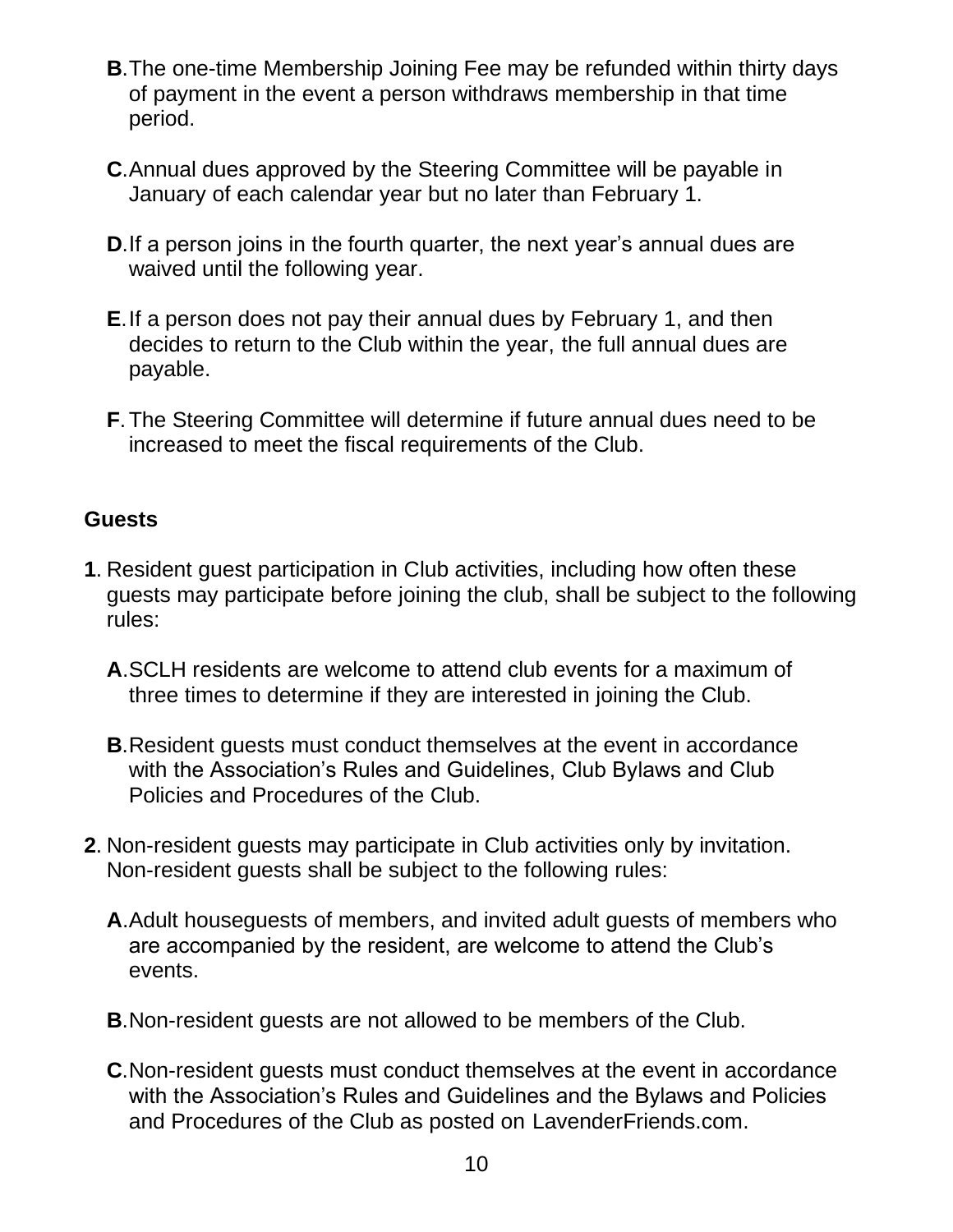**B**. The one-time Membership Joining Fee may be refunded within thirty days of payment in the event a person withdraws membership in that time period.

**C**. Annual dues approved by the Steering Committee will be payable in January of each calendar year but no later than February 1.

**D**. If a person joins in the fourth quarter, the next year's annual dues are waived until the following year.

**E**. If a person does not pay their annual dues by February 1, and then decides to return to the Club within the year, the full annual dues are payable.

**F**. The Steering Committee will determine if future annual dues need to be increased to meet the fiscal requirements of the Club.

## Guests

**1**. Resident guest participation in Club activities, including how often these guests may participate before joining the club, shall be subject to the following rules:

**A**. SCLH residents are welcome to attend club events for a maximum of three times to determine if they are interested in joining the Club.

**B**. Resident guests must conduct themselves at the event in accordance with the Association's Rules and Guidelines, Club Bylaws and Club Policies and Procedures of the Club.

**2**. Non-resident guests may participate in Club activities only by invitation. Non-resident guests shall be subject to the following rules:

**A**. Adult houseguests of members, and invited adult guests of members who are accompanied by the resident, are welcome to attend the Club's events.

**B**. Non-resident guests are not allowed to be members of the Club.

**C**. Non-resident guests must conduct themselves at the event in accordance with the Association's Rules and Guidelines and the Bylaws and Policies and Procedures of the Club as posted on LavenderFriends.com.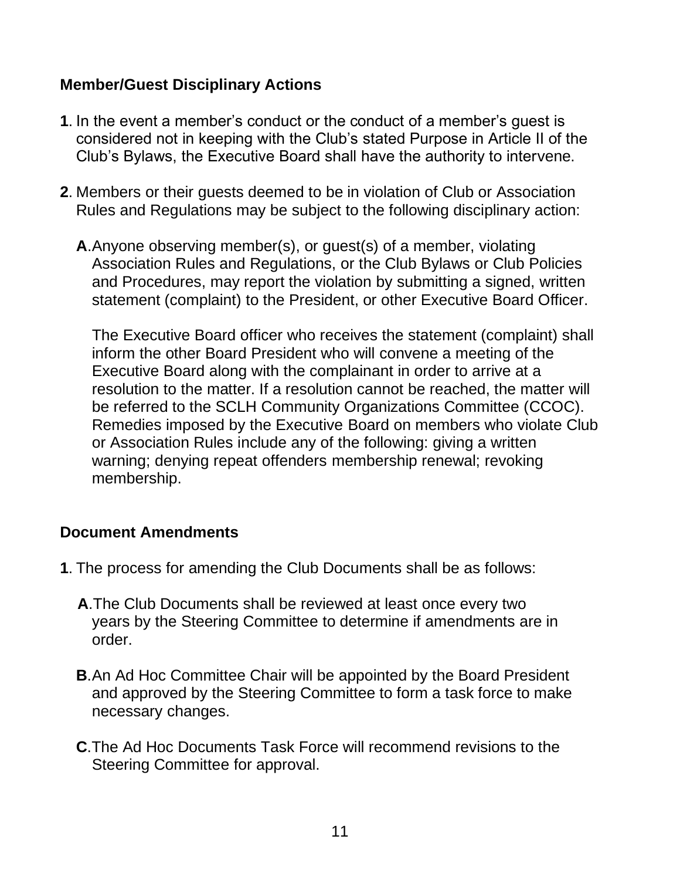## Member/Guest Disciplinary Actions

**1**. In the event a member's conduct or the conduct of a member's guest is considered not in keeping with the Club's stated Purpose in Article II of the Club's Bylaws, the Executive Board shall have the authority to intervene.

**2**. Members or their guests deemed to be in violation of Club or Association Rules and Regulations may be subject to the following disciplinary action:

**A**. Anyone observing member(s), or guest(s) of a member, violating Association Rules and Regulations, or the Club Bylaws or Club Policies and Procedures, may report the violation by submitting a signed, written statement (complaint) to the President, or other Executive Board Officer.

The Executive Board officer who receives the statement (complaint) shall inform the other Board President who will convene a meeting of the Executive Board along with the complainant in order to arrive at a resolution to the matter. If a resolution cannot be reached, the matter will be referred to the SCLH Community Organizations Committee (CCOC). Remedies imposed by the Executive Board on members who violate Club or Association Rules include any of the following: giving a written warning; denying repeat offenders membership renewal; revoking membership.

## Document Amendments

**1**. The process for amending the Club Documents shall be as follows:

**A**. The Club Documents shall be reviewed at least once every two years by the Steering Committee to determine if amendments are in order.

**B**. An Ad Hoc Committee Chair will be appointed by the Board President and approved by the Steering Committee to form a task force to make necessary changes.

**C**. The Ad Hoc Documents Task Force will recommend revisions to the Steering Committee for approval.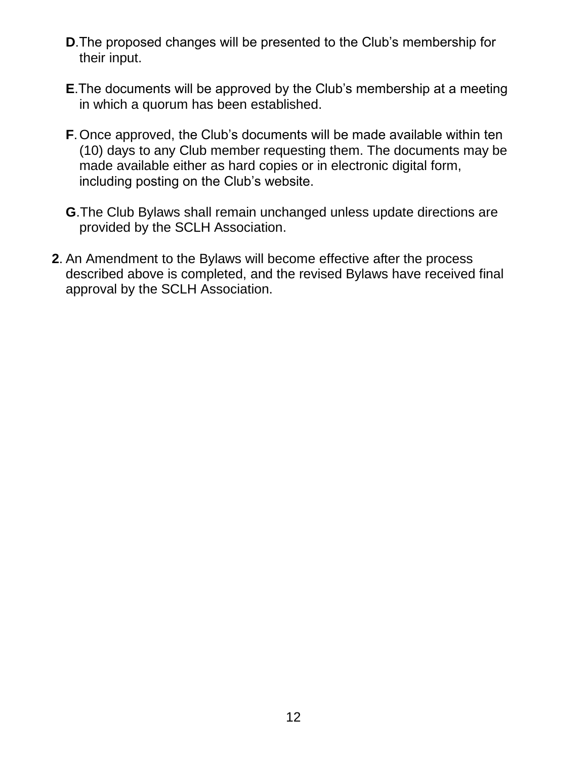**D**. The proposed changes will be presented to the Club's membership for their input.

**E**. The documents will be approved by the Club's membership at a meeting in which a quorum has been established.

**F**. Once approved, the Club's documents will be made available within ten (10) days to any Club member requesting them. The documents may be made available either as hard copies or in electronic digital form, including posting on the Club's website.

**G**. The Club Bylaws shall remain unchanged unless update directions are provided by the SCLH Association.

**2**. An Amendment to the Bylaws will become effective after the process described above is completed, and the revised Bylaws have received final approval by the SCLH Association.